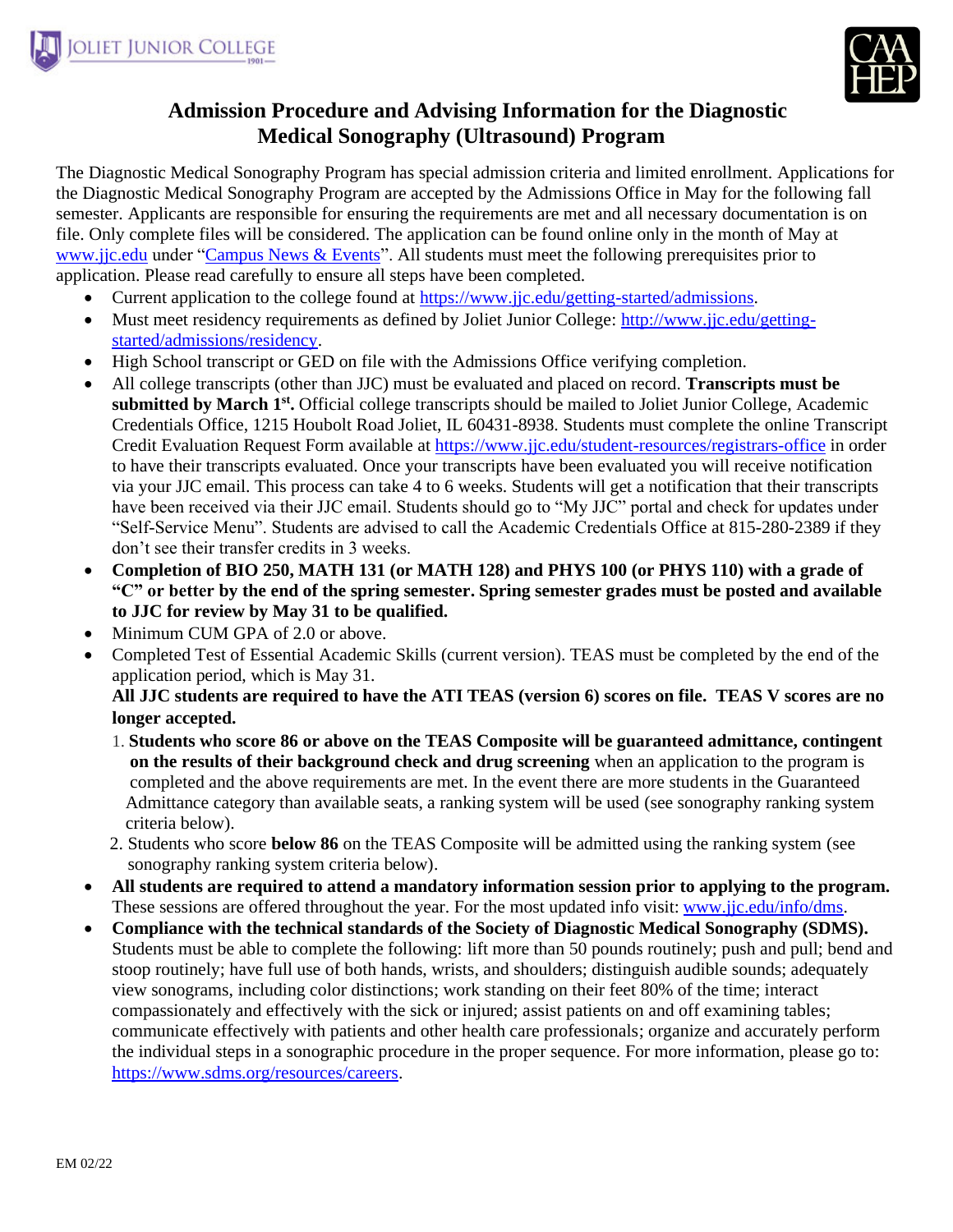# Admission Procedure and Advising Information for the Diagnostic Medical Sonography (Ultrasound) Program

The Diagnostic Medical Sonography Program has special admission criteria and limited enrollment. Applications for the Diagnostic Medical Sonography Program are accepted by the Admissions Office in May for the following fall semester. Applicants are responsible for ensuring the requirements are met and all necessary documentation is on file. Only complete files will be considered. The application can be found online only in the month of May at www.jjc.edu under "Campus News & Events". All students must meet the following prerequisites prior to application. Please read carefully to ensure all steps have been completed.

- Current application to the college found at https://www.jjc.edu/getting-started/admissions.
- Must meet residency requirements as defined by Joliet Junior College: http://www.jjc.edu/getting-started/admissions/residency.
- High School transcript or GED on file with the Admissions Office verifying completion.
- All college transcripts (other than JJC) must be evaluated and placed on record. **Transcripts must be submitted by March 1st.** Official college transcripts should be mailed to Joliet Junior College, Academic Credentials Office, 1215 Houbolt Road Joliet, IL 60431-8938. Students must complete the online Transcript Credit Evaluation Request Form available at https://www.jjc.edu/student-resources/registrars-office in order to have their transcripts evaluated. Once your transcripts have been evaluated you will receive notification via your JJC email. This process can take 4 to 6 weeks. Students will get a notification that their transcripts have been received via their JJC email. Students should go to "My JJC" portal and check for updates under "Self-Service Menu". Students are advised to call the Academic Credentials Office at 815-280-2389 if they don't see their transfer credits in 3 weeks.
- **Completion of BIO 250, MATH 131 (or MATH 128) and PHYS 100 (or PHYS 110) with a grade of "C" or better by the end of the spring semester. Spring semester grades must be posted and available to JJC for review by May 31 to be qualified.**
- Minimum CUM GPA of 2.0 or above.
- Completed Test of Essential Academic Skills (current version). TEAS must be completed by the end of the application period, which is May 31.

  **All JJC students are required to have the ATI TEAS (version 6) scores on file. TEAS V scores are no longer accepted.**

  1. **Students who score 86 or above on the TEAS Composite will be guaranteed admittance, contingent on the results of their background check and drug screening** when an application to the program is completed and the above requirements are met. In the event there are more students in the Guaranteed Admittance category than available seats, a ranking system will be used (see sonography ranking system criteria below).
  2. Students who score **below 86** on the TEAS Composite will be admitted using the ranking system (see sonography ranking system criteria below).
- **All students are required to attend a mandatory information session prior to applying to the program.** These sessions are offered throughout the year. For the most updated info visit: www.jjc.edu/info/dms.
- **Compliance with the technical standards of the Society of Diagnostic Medical Sonography (SDMS).** Students must be able to complete the following: lift more than 50 pounds routinely; push and pull; bend and stoop routinely; have full use of both hands, wrists, and shoulders; distinguish audible sounds; adequately view sonograms, including color distinctions; work standing on their feet 80% of the time; interact compassionately and effectively with the sick or injured; assist patients on and off examining tables; communicate effectively with patients and other health care professionals; organize and accurately perform the individual steps in a sonographic procedure in the proper sequence. For more information, please go to: https://www.sdms.org/resources/careers.

EM 02/22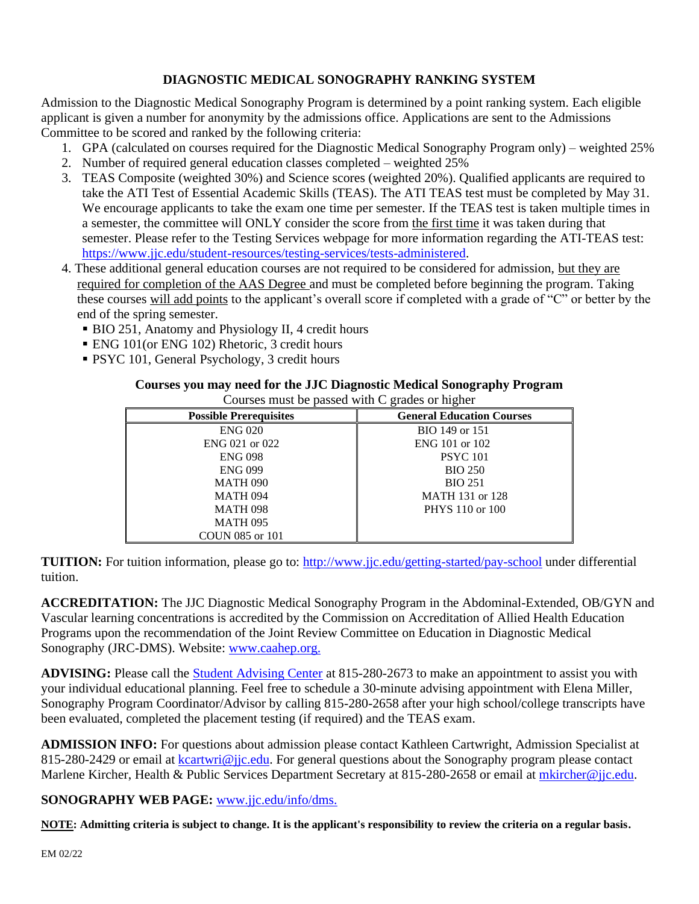## DIAGNOSTIC MEDICAL SONOGRAPHY RANKING SYSTEM

Admission to the Diagnostic Medical Sonography Program is determined by a point ranking system. Each eligible applicant is given a number for anonymity by the admissions office. Applications are sent to the Admissions Committee to be scored and ranked by the following criteria:

1. GPA (calculated on courses required for the Diagnostic Medical Sonography Program only) – weighted 25%
2. Number of required general education classes completed – weighted 25%
3. TEAS Composite (weighted 30%) and Science scores (weighted 20%). Qualified applicants are required to take the ATI Test of Essential Academic Skills (TEAS). The ATI TEAS test must be completed by May 31. We encourage applicants to take the exam one time per semester. If the TEAS test is taken multiple times in a semester, the committee will ONLY consider the score from the first time it was taken during that semester. Please refer to the Testing Services webpage for more information regarding the ATI-TEAS test: https://www.jjc.edu/student-resources/testing-services/tests-administered.
4. These additional general education courses are not required to be considered for admission, but they are required for completion of the AAS Degree and must be completed before beginning the program. Taking these courses will add points to the applicant's overall score if completed with a grade of "C" or better by the end of the spring semester.
   - BIO 251, Anatomy and Physiology II, 4 credit hours
   - ENG 101(or ENG 102) Rhetoric, 3 credit hours
   - PSYC 101, General Psychology, 3 credit hours

**Courses you may need for the JJC Diagnostic Medical Sonography Program**

Courses must be passed with C grades or higher

| Possible Prerequisites | General Education Courses |
|---|---|
| ENG 020 | BIO 149 or 151 |
| ENG 021 or 022 | ENG 101 or 102 |
| ENG 098 | PSYC 101 |
| ENG 099 | BIO 250 |
| MATH 090 | BIO 251 |
| MATH 094 | MATH 131 or 128 |
| MATH 098 | PHYS 110 or 100 |
| MATH 095 | |
| COUN 085 or 101 | |

**TUITION:** For tuition information, please go to: http://www.jjc.edu/getting-started/pay-school under differential tuition.

**ACCREDITATION:** The JJC Diagnostic Medical Sonography Program in the Abdominal-Extended, OB/GYN and Vascular learning concentrations is accredited by the Commission on Accreditation of Allied Health Education Programs upon the recommendation of the Joint Review Committee on Education in Diagnostic Medical Sonography (JRC-DMS). Website: www.caahep.org.

**ADVISING:** Please call the Student Advising Center at 815-280-2673 to make an appointment to assist you with your individual educational planning. Feel free to schedule a 30-minute advising appointment with Elena Miller, Sonography Program Coordinator/Advisor by calling 815-280-2658 after your high school/college transcripts have been evaluated, completed the placement testing (if required) and the TEAS exam.

**ADMISSION INFO:** For questions about admission please contact Kathleen Cartwright, Admission Specialist at 815-280-2429 or email at kcartwri@jjc.edu. For general questions about the Sonography program please contact Marlene Kircher, Health & Public Services Department Secretary at 815-280-2658 or email at mkircher@jjc.edu.

**SONOGRAPHY WEB PAGE:** www.jjc.edu/info/dms.

**NOTE: Admitting criteria is subject to change. It is the applicant's responsibility to review the criteria on a regular basis.**

EM 02/22